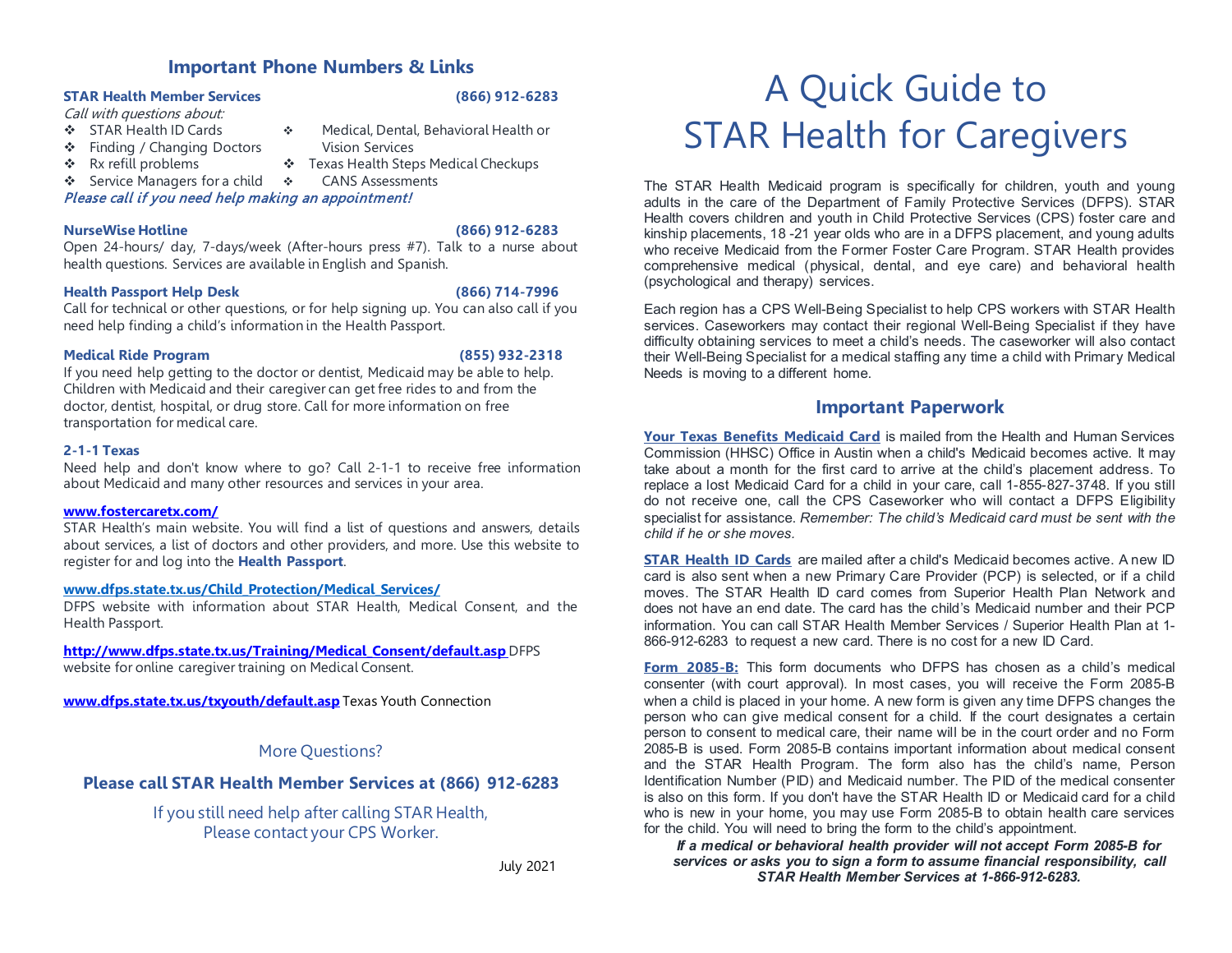## Important Phone Numbers & Links

**STAR Health Member Services** **(866) 912-6283**

*Call with questions about:*

- STAR Health ID Cards
- Finding / Changing Doctors
- Rx refill problems
- Service Managers for a child
- Medical, Dental, Behavioral Health or Vision Services
- Texas Health Steps Medical Checkups
- CANS Assessments

***Please call if you need help making an appointment!***

**NurseWise Hotline** **(866) 912-6283**

Open 24-hours/ day, 7-days/week (After-hours press #7). Talk to a nurse about health questions. Services are available in English and Spanish.

**Health Passport Help Desk** **(866) 714-7996**

Call for technical or other questions, or for help signing up. You can also call if you need help finding a child's information in the Health Passport.

**Medical Ride Program** **(855) 932-2318**

If you need help getting to the doctor or dentist, Medicaid may be able to help. Children with Medicaid and their caregiver can get free rides to and from the doctor, dentist, hospital, or drug store. Call for more information on free transportation for medical care.

**2-1-1 Texas**

Need help and don't know where to go? Call 2-1-1 to receive free information about Medicaid and many other resources and services in your area.

**www.fostercaretx.com/**

STAR Health's main website. You will find a list of questions and answers, details about services, a list of doctors and other providers, and more. Use this website to register for and log into the **Health Passport**.

**www.dfps.state.tx.us/Child_Protection/Medical_Services/**

DFPS website with information about STAR Health, Medical Consent, and the Health Passport.

**http://www.dfps.state.tx.us/Training/Medical_Consent/default.asp** DFPS website for online caregiver training on Medical Consent.

**www.dfps.state.tx.us/txyouth/default.asp** Texas Youth Connection

More Questions?

**Please call STAR Health Member Services at (866) 912-6283**

If you still need help after calling STAR Health,
Please contact your CPS Worker.

July 2021

# A Quick Guide to STAR Health for Caregivers

The STAR Health Medicaid program is specifically for children, youth and young adults in the care of the Department of Family Protective Services (DFPS). STAR Health covers children and youth in Child Protective Services (CPS) foster care and kinship placements, 18 -21 year olds who are in a DFPS placement, and young adults who receive Medicaid from the Former Foster Care Program. STAR Health provides comprehensive medical (physical, dental, and eye care) and behavioral health (psychological and therapy) services.

Each region has a CPS Well-Being Specialist to help CPS workers with STAR Health services. Caseworkers may contact their regional Well-Being Specialist if they have difficulty obtaining services to meet a child's needs. The caseworker will also contact their Well-Being Specialist for a medical staffing any time a child with Primary Medical Needs is moving to a different home.

## Important Paperwork

**Your Texas Benefits Medicaid Card** is mailed from the Health and Human Services Commission (HHSC) Office in Austin when a child's Medicaid becomes active. It may take about a month for the first card to arrive at the child's placement address. To replace a lost Medicaid Card for a child in your care, call 1-855-827-3748. If you still do not receive one, call the CPS Caseworker who will contact a DFPS Eligibility specialist for assistance. *Remember: The child's Medicaid card must be sent with the child if he or she moves.*

**STAR Health ID Cards** are mailed after a child's Medicaid becomes active. A new ID card is also sent when a new Primary Care Provider (PCP) is selected, or if a child moves. The STAR Health ID card comes from Superior Health Plan Network and does not have an end date. The card has the child's Medicaid number and their PCP information. You can call STAR Health Member Services / Superior Health Plan at 1-866-912-6283 to request a new card. There is no cost for a new ID Card.

**Form 2085-B:** This form documents who DFPS has chosen as a child's medical consenter (with court approval). In most cases, you will receive the Form 2085-B when a child is placed in your home. A new form is given any time DFPS changes the person who can give medical consent for a child. If the court designates a certain person to consent to medical care, their name will be in the court order and no Form 2085-B is used. Form 2085-B contains important information about medical consent and the STAR Health Program. The form also has the child's name, Person Identification Number (PID) and Medicaid number. The PID of the medical consenter is also on this form. If you don't have the STAR Health ID or Medicaid card for a child who is new in your home, you may use Form 2085-B to obtain health care services for the child. You will need to bring the form to the child's appointment.

***If a medical or behavioral health provider will not accept Form 2085-B for services or asks you to sign a form to assume financial responsibility, call STAR Health Member Services at 1-866-912-6283.***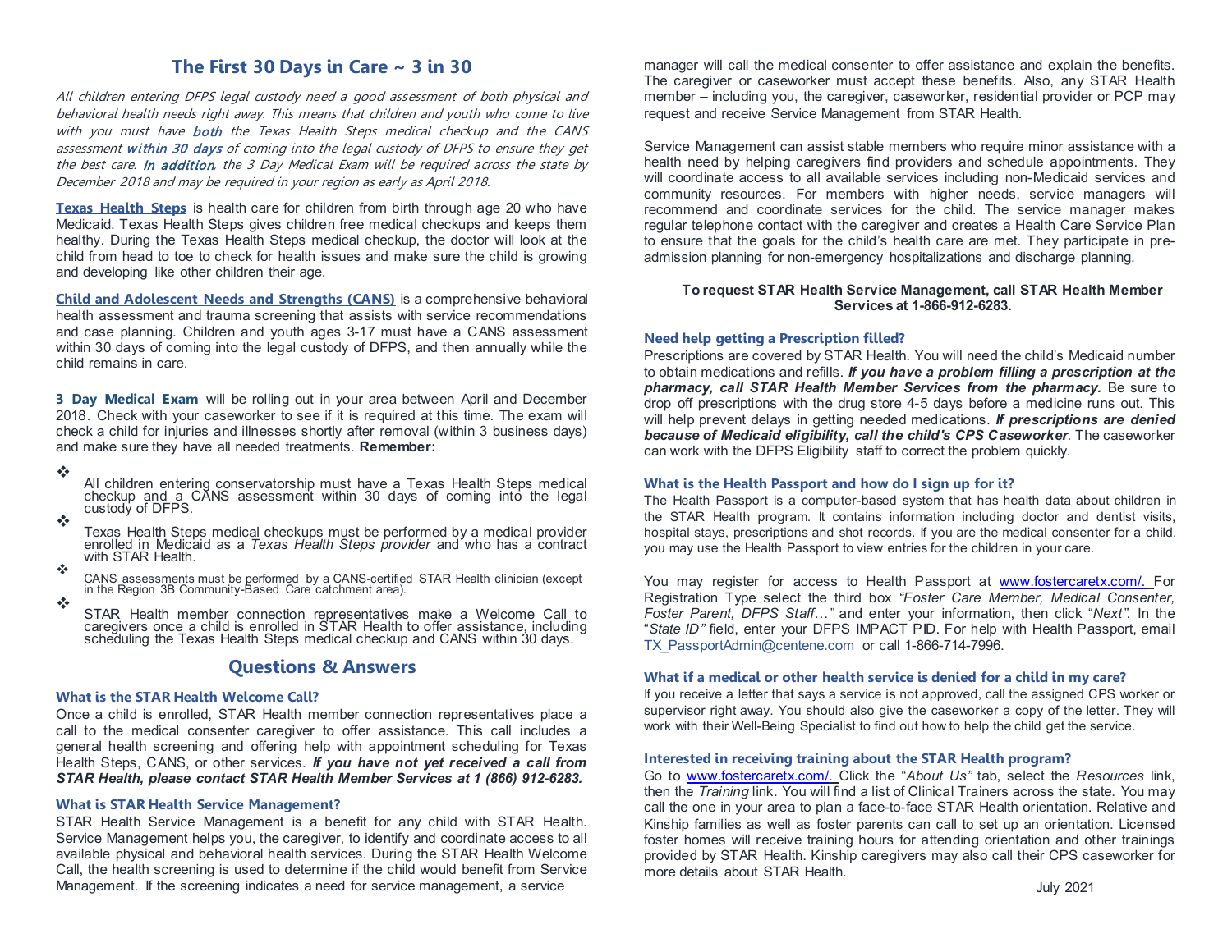## The First 30 Days in Care ~ 3 in 30

*All children entering DFPS legal custody need a good assessment of both physical and behavioral health needs right away. This means that children and youth who come to live with you must have* ***both*** *the Texas Health Steps medical checkup and the CANS assessment* ***within 30 days*** *of coming into the legal custody of DFPS to ensure they get the best care.* ***In addition****, the 3 Day Medical Exam will be required across the state by December 2018 and may be required in your region as early as April 2018.*

**Texas Health Steps** is health care for children from birth through age 20 who have Medicaid. Texas Health Steps gives children free medical checkups and keeps them healthy. During the Texas Health Steps medical checkup, the doctor will look at the child from head to toe to check for health issues and make sure the child is growing and developing like other children their age.

**Child and Adolescent Needs and Strengths (CANS)** is a comprehensive behavioral health assessment and trauma screening that assists with service recommendations and case planning. Children and youth ages 3-17 must have a CANS assessment within 30 days of coming into the legal custody of DFPS, and then annually while the child remains in care.

**3 Day Medical Exam** will be rolling out in your area between April and December 2018. Check with your caseworker to see if it is required at this time. The exam will check a child for injuries and illnesses shortly after removal (within 3 business days) and make sure they have all needed treatments. **Remember:**

- All children entering conservatorship must have a Texas Health Steps medical checkup and a CANS assessment within 30 days of coming into the legal custody of DFPS.
- Texas Health Steps medical checkups must be performed by a medical provider enrolled in Medicaid as a *Texas Health Steps provider* and who has a contract with STAR Health.
- CANS assessments must be performed by a CANS-certified STAR Health clinician (except in the Region 3B Community-Based Care catchment area).
- STAR Health member connection representatives make a Welcome Call to caregivers once a child is enrolled in STAR Health to offer assistance, including scheduling the Texas Health Steps medical checkup and CANS within 30 days.

## Questions & Answers

### What is the STAR Health Welcome Call?

Once a child is enrolled, STAR Health member connection representatives place a call to the medical consenter caregiver to offer assistance. This call includes a general health screening and offering help with appointment scheduling for Texas Health Steps, CANS, or other services. ***If you have not yet received a call from STAR Health, please contact STAR Health Member Services at 1 (866) 912-6283.***

### What is STAR Health Service Management?

STAR Health Service Management is a benefit for any child with STAR Health. Service Management helps you, the caregiver, to identify and coordinate access to all available physical and behavioral health services. During the STAR Health Welcome Call, the health screening is used to determine if the child would benefit from Service Management. If the screening indicates a need for service management, a service manager will call the medical consenter to offer assistance and explain the benefits. The caregiver or caseworker must accept these benefits. Also, any STAR Health member – including you, the caregiver, caseworker, residential provider or PCP may request and receive Service Management from STAR Health.

Service Management can assist stable members who require minor assistance with a health need by helping caregivers find providers and schedule appointments. They will coordinate access to all available services including non-Medicaid services and community resources. For members with higher needs, service managers will recommend and coordinate services for the child. The service manager makes regular telephone contact with the caregiver and creates a Health Care Service Plan to ensure that the goals for the child's health care are met. They participate in pre-admission planning for non-emergency hospitalizations and discharge planning.

**To request STAR Health Service Management, call STAR Health Member Services at 1-866-912-6283.**

### Need help getting a Prescription filled?

Prescriptions are covered by STAR Health. You will need the child's Medicaid number to obtain medications and refills. ***If you have a problem filling a prescription at the pharmacy, call STAR Health Member Services from the pharmacy.*** Be sure to drop off prescriptions with the drug store 4-5 days before a medicine runs out. This will help prevent delays in getting needed medications. ***If prescriptions are denied because of Medicaid eligibility, call the child's CPS Caseworker.*** The caseworker can work with the DFPS Eligibility staff to correct the problem quickly.

### What is the Health Passport and how do I sign up for it?

The Health Passport is a computer-based system that has health data about children in the STAR Health program. It contains information including doctor and dentist visits, hospital stays, prescriptions and shot records. If you are the medical consenter for a child, you may use the Health Passport to view entries for the children in your care.

You may register for access to Health Passport at www.fostercaretx.com/. For Registration Type select the third box *"Foster Care Member, Medical Consenter, Foster Parent, DFPS Staff…"* and enter your information, then click "*Next"*. In the "*State ID"* field, enter your DFPS IMPACT PID. For help with Health Passport, email TX_PassportAdmin@centene.com or call 1-866-714-7996.

### What if a medical or other health service is denied for a child in my care?

If you receive a letter that says a service is not approved, call the assigned CPS worker or supervisor right away. You should also give the caseworker a copy of the letter. They will work with their Well-Being Specialist to find out how to help the child get the service.

### Interested in receiving training about the STAR Health program?

Go to www.fostercaretx.com/. Click the "*About Us"* tab, select the *Resources* link, then the *Training* link. You will find a list of Clinical Trainers across the state. You may call the one in your area to plan a face-to-face STAR Health orientation. Relative and Kinship families as well as foster parents can call to set up an orientation. Licensed foster homes will receive training hours for attending orientation and other trainings provided by STAR Health. Kinship caregivers may also call their CPS caseworker for more details about STAR Health.

July 2021